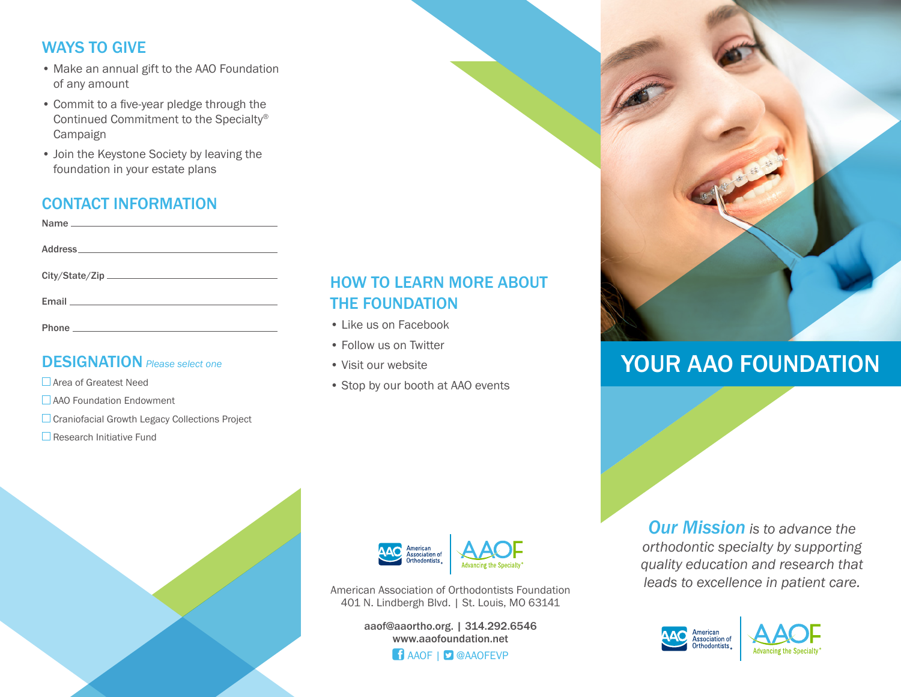## WAYS TO GIVE

- Make an annual gift to the AAO Foundation of any amount
- Commit to a five-year pledge through the Continued Commitment to the Specialty® Campaign
- Join the Keystone Society by leaving the foundation in your estate plans

## CONTACT INFORMATION

Name ______________________________

Address ______________________________

City/State/Zip ______________________________

Email ______________________________

Phone ______________________________

## DESIGNATION *Please select one*

☐ Area of Greatest Need

☐ AAO Foundation Endowment

☐ Craniofacial Growth Legacy Collections Project

☐ Research Initiative Fund

## HOW TO LEARN MORE ABOUT THE FOUNDATION

- Like us on Facebook
- Follow us on Twitter
- Visit our website
- Stop by our booth at AAO events

American Association of Orthodontists | AAOF Advancing the Specialty®

American Association of Orthodontists Foundation
401 N. Lindbergh Blvd. | St. Louis, MO 63141

**aaof@aaortho.org. | 314.292.6546**
**www.aaofoundation.net**

AAOF | @AAOFEVP

# YOUR AAO FOUNDATION

***Our Mission*** *is to advance the orthodontic specialty by supporting quality education and research that leads to excellence in patient care.*

American Association of Orthodontists | AAOF Advancing the Specialty®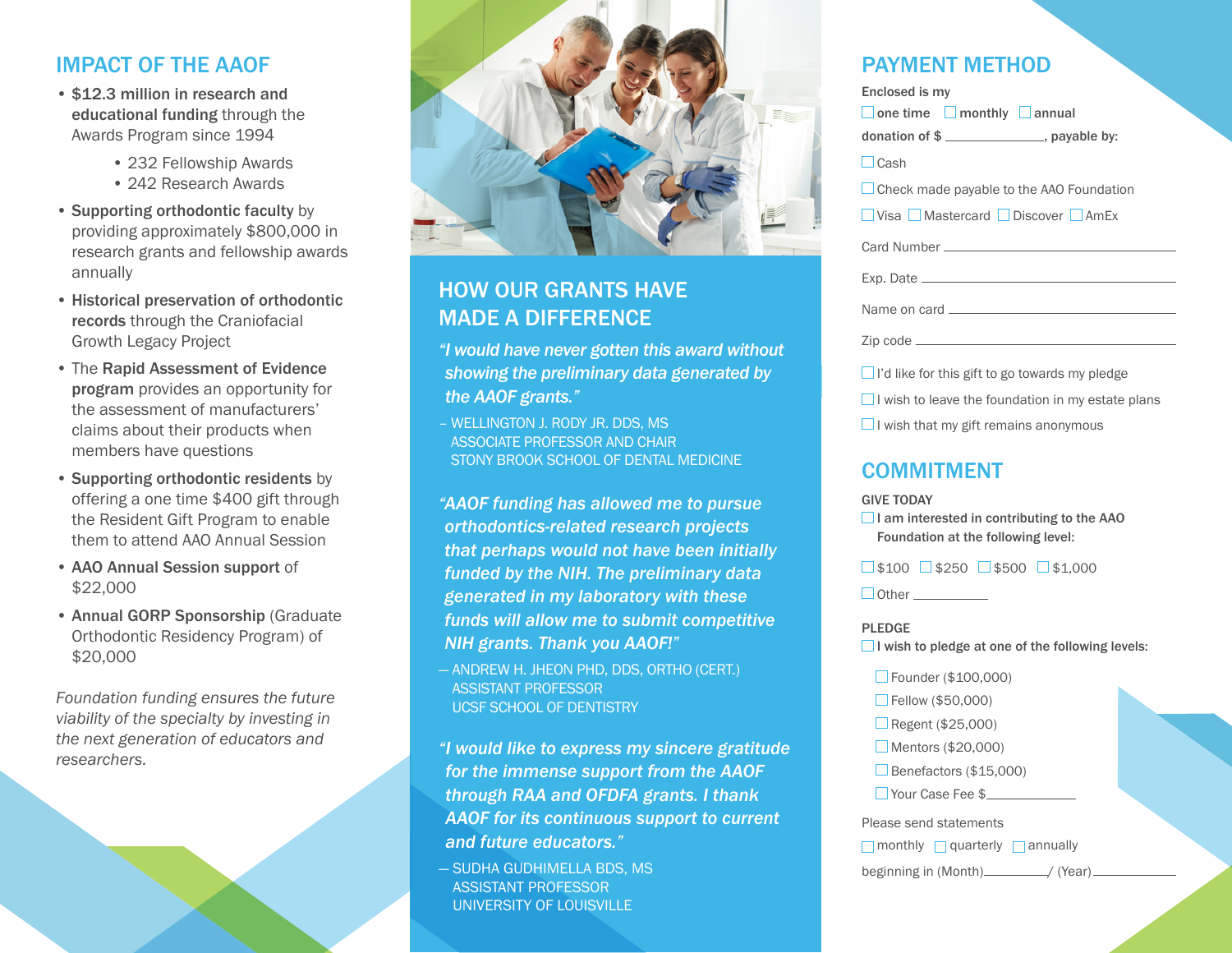## IMPACT OF THE AAOF

- **$12.3 million in research and educational funding** through the Awards Program since 1994
    - 232 Fellowship Awards
    - 242 Research Awards
- **Supporting orthodontic faculty** by providing approximately $800,000 in research grants and fellowship awards annually
- **Historical preservation of orthodontic records** through the Craniofacial Growth Legacy Project
- The **Rapid Assessment of Evidence program** provides an opportunity for the assessment of manufacturers' claims about their products when members have questions
- **Supporting orthodontic residents** by offering a one time $400 gift through the Resident Gift Program to enable them to attend AAO Annual Session
- **AAO Annual Session support** of $22,000
- **Annual GORP Sponsorship** (Graduate Orthodontic Residency Program) of $20,000

*Foundation funding ensures the future viability of the specialty by investing in the next generation of educators and researchers.*

## HOW OUR GRANTS HAVE MADE A DIFFERENCE

*"I would have never gotten this award without showing the preliminary data generated by the AAOF grants."*

– WELLINGTON J. RODY JR. DDS, MS
ASSOCIATE PROFESSOR AND CHAIR
STONY BROOK SCHOOL OF DENTAL MEDICINE

*"AAOF funding has allowed me to pursue orthodontics-related research projects that perhaps would not have been initially funded by the NIH. The preliminary data generated in my laboratory with these funds will allow me to submit competitive NIH grants. Thank you AAOF!"*

— ANDREW H. JHEON PHD, DDS, ORTHO (CERT.)
ASSISTANT PROFESSOR
UCSF SCHOOL OF DENTISTRY

*"I would like to express my sincere gratitude for the immense support from the AAOF through RAA and OFDFA grants. I thank AAOF for its continuous support to current and future educators."*

— SUDHA GUDHIMELLA BDS, MS
ASSISTANT PROFESSOR
UNIVERSITY OF LOUISVILLE

## PAYMENT METHOD

**Enclosed is my**

☐ **one time** ☐ **monthly** ☐ **annual**

**donation of $** _______________, **payable by:**

☐ Cash

☐ Check made payable to the AAO Foundation

☐ Visa ☐ Mastercard ☐ Discover ☐ AmEx

Card Number ___________________________

Exp. Date ___________________________

Name on card ___________________________

Zip code ___________________________

☐ I'd like for this gift to go towards my pledge

☐ I wish to leave the foundation in my estate plans

☐ I wish that my gift remains anonymous

## COMMITMENT

**GIVE TODAY**

☐ **I am interested in contributing to the AAO Foundation at the following level:**

☐ $100 ☐ $250 ☐ $500 ☐ $1,000

☐ Other ___________

**PLEDGE**

☐ **I wish to pledge at one of the following levels:**

☐ Founder ($100,000)

☐ Fellow ($50,000)

☐ Regent ($25,000)

☐ Mentors ($20,000)

☐ Benefactors ($15,000)

☐ Your Case Fee $_____________

Please send statements

☐ monthly ☐ quarterly ☐ annually

beginning in (Month)__________/ (Year)____________